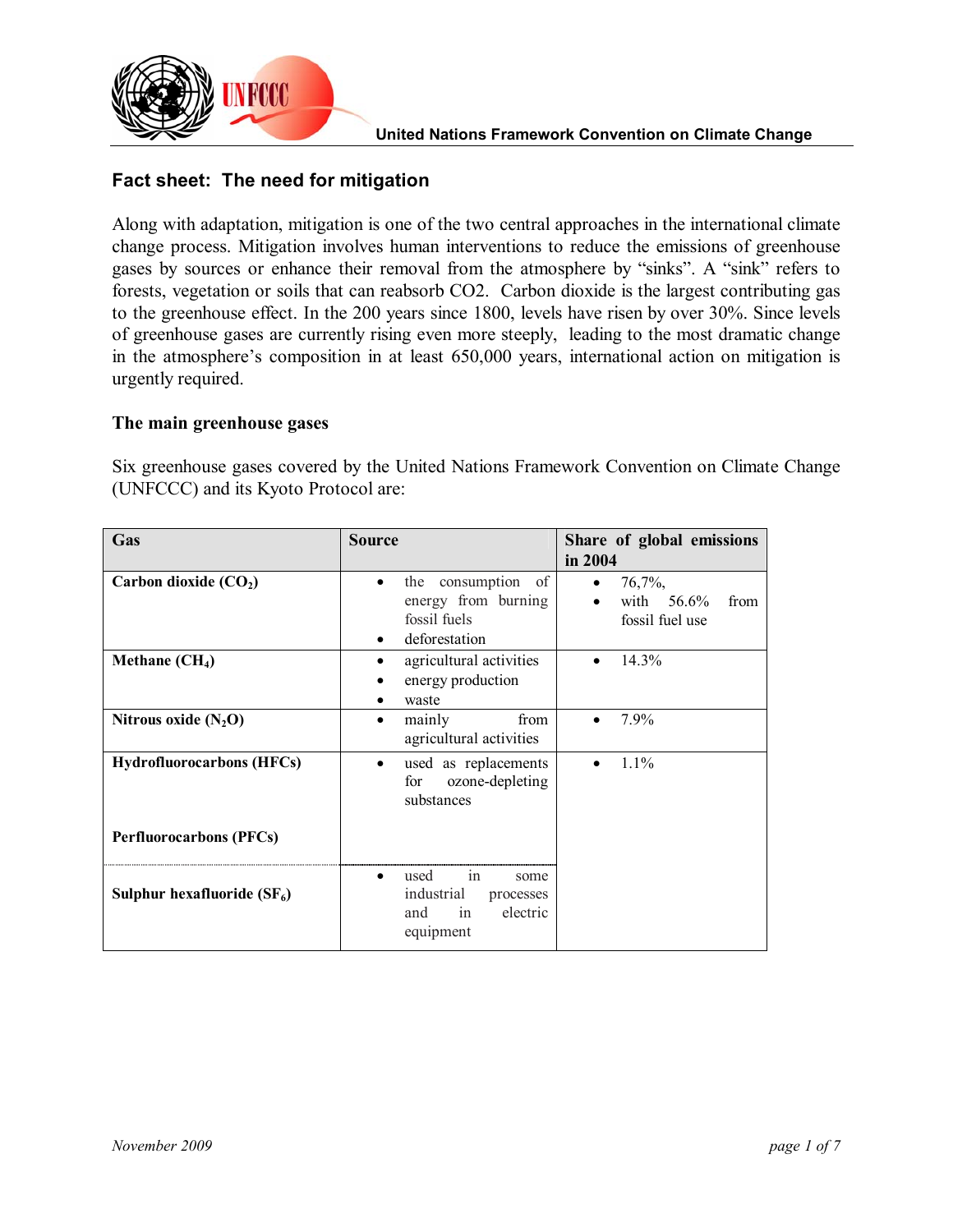## Fact sheet: The need for mitigation

Along with adaptation, mitigation is one of the two central approaches in the international climate change process. Mitigation involves human interventions to reduce the emissions of greenhouse gases by sources or enhance their removal from the atmosphere by "sinks". A "sink" refers to forests, vegetation or soils that can reabsorb CO2. Carbon dioxide is the largest contributing gas to the greenhouse effect. In the 200 years since 1800, levels have risen by over 30%. Since levels of greenhouse gases are currently rising even more steeply, leading to the most dramatic change in the atmosphere's composition in at least 650,000 years, international action on mitigation is urgently required.

### The main greenhouse gases

Six greenhouse gases covered by the United Nations Framework Convention on Climate Change (UNFCCC) and its Kyoto Protocol are:

| Gas | Source | Share of global emissions in 2004 |
|---|---|---|
| **Carbon dioxide ($CO_2$)** | • the consumption of energy from burning fossil fuels<br>• deforestation | • 76,7%,<br>• with 56.6% from fossil fuel use |
| **Methane ($CH_4$)** | • agricultural activities<br>• energy production<br>• waste | • 14.3% |
| **Nitrous oxide ($N_2O$)** | • mainly from agricultural activities | • 7.9% |
| **Hydrofluorocarbons (HFCs)**<br><br>**Perfluorocarbons (PFCs)** | • used as replacements for ozone-depleting substances | • 1.1% |
| **Sulphur hexafluoride ($SF_6$)** | • used in some industrial processes and in electric equipment | |

*November 2009*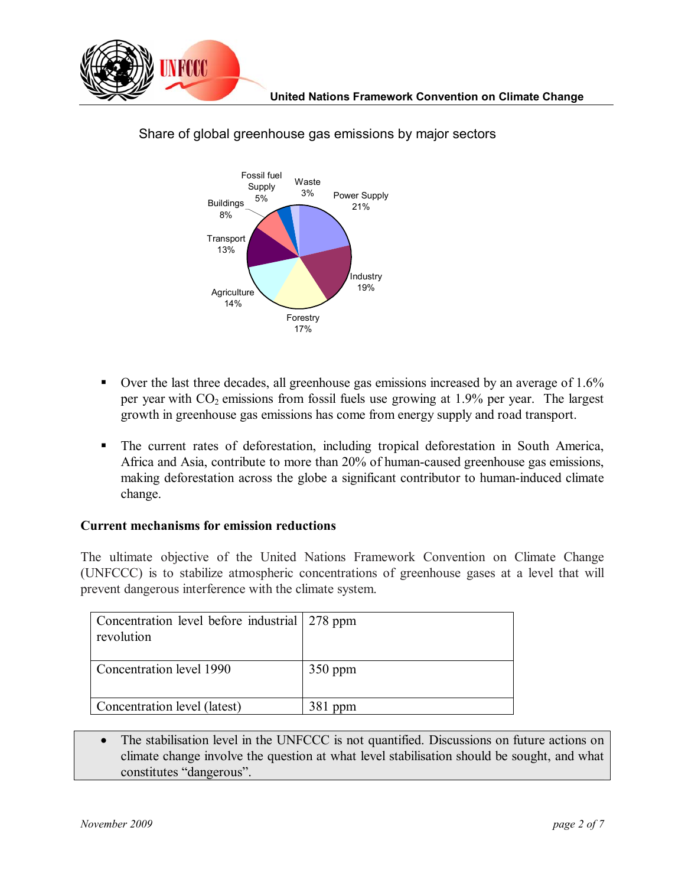Share of global greenhouse gas emissions by major sectors

Fossil fuel Supply 5%
Waste 3%
Power Supply 21%
Buildings 8%
Transport 13%
Industry 19%
Agriculture 14%
Forestry 17%

- Over the last three decades, all greenhouse gas emissions increased by an average of 1.6% per year with $CO_2$ emissions from fossil fuels use growing at 1.9% per year. The largest growth in greenhouse gas emissions has come from energy supply and road transport.
- The current rates of deforestation, including tropical deforestation in South America, Africa and Asia, contribute to more than 20% of human-caused greenhouse gas emissions, making deforestation across the globe a significant contributor to human-induced climate change.

**Current mechanisms for emission reductions**

The ultimate objective of the United Nations Framework Convention on Climate Change (UNFCCC) is to stabilize atmospheric concentrations of greenhouse gases at a level that will prevent dangerous interference with the climate system.

| | |
|---|---|
| Concentration level before industrial revolution | 278 ppm |
| Concentration level 1990 | 350 ppm |
| Concentration level (latest) | 381 ppm |

- The stabilisation level in the UNFCCC is not quantified. Discussions on future actions on climate change involve the question at what level stabilisation should be sought, and what constitutes "dangerous".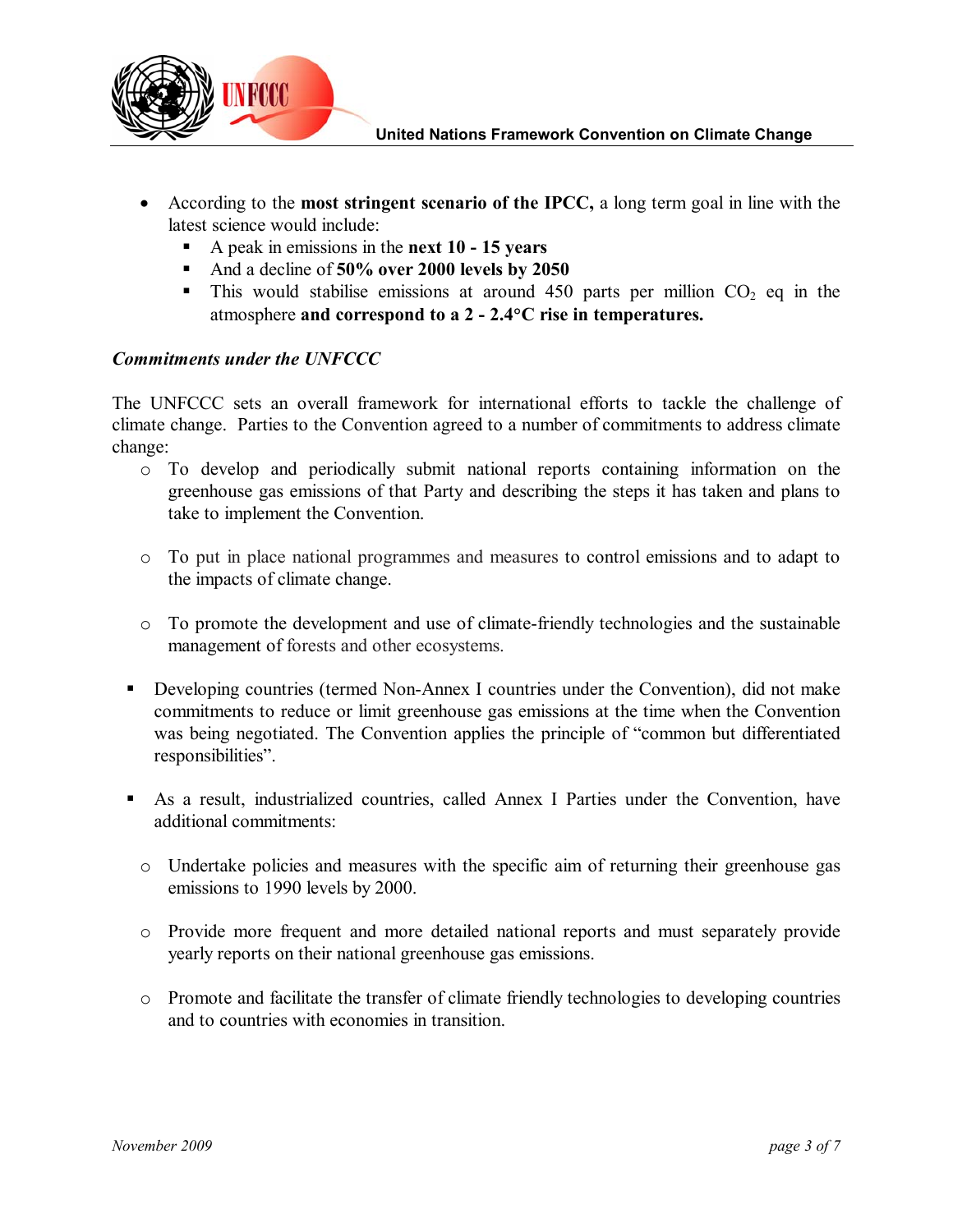- According to the **most stringent scenario of the IPCC,** a long term goal in line with the latest science would include:
  - A peak in emissions in the **next 10 - 15 years**
  - And a decline of **50% over 2000 levels by 2050**
  - This would stabilise emissions at around 450 parts per million $CO_2$ eq in the atmosphere **and correspond to a 2 - 2.4°C rise in temperatures.**

***Commitments under the UNFCCC***

The UNFCCC sets an overall framework for international efforts to tackle the challenge of climate change. Parties to the Convention agreed to a number of commitments to address climate change:

- To develop and periodically submit national reports containing information on the greenhouse gas emissions of that Party and describing the steps it has taken and plans to take to implement the Convention.

- To put in place national programmes and measures to control emissions and to adapt to the impacts of climate change.

- To promote the development and use of climate-friendly technologies and the sustainable management of forests and other ecosystems.

- Developing countries (termed Non-Annex I countries under the Convention), did not make commitments to reduce or limit greenhouse gas emissions at the time when the Convention was being negotiated. The Convention applies the principle of "common but differentiated responsibilities".

- As a result, industrialized countries, called Annex I Parties under the Convention, have additional commitments:

  - Undertake policies and measures with the specific aim of returning their greenhouse gas emissions to 1990 levels by 2000.

  - Provide more frequent and more detailed national reports and must separately provide yearly reports on their national greenhouse gas emissions.

  - Promote and facilitate the transfer of climate friendly technologies to developing countries and to countries with economies in transition.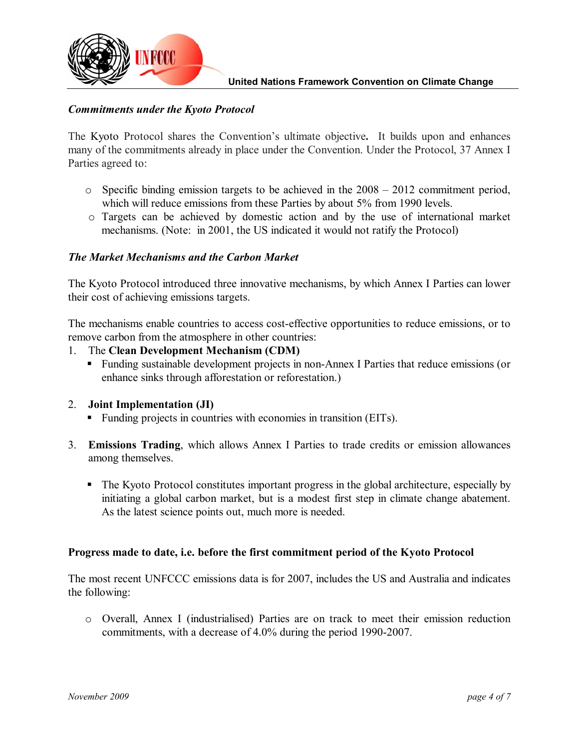### *Commitments under the Kyoto Protocol*

The Kyoto Protocol shares the Convention's ultimate objective**.** It builds upon and enhances many of the commitments already in place under the Convention. Under the Protocol, 37 Annex I Parties agreed to:

- Specific binding emission targets to be achieved in the 2008 – 2012 commitment period, which will reduce emissions from these Parties by about 5% from 1990 levels.
- Targets can be achieved by domestic action and by the use of international market mechanisms. (Note: in 2001, the US indicated it would not ratify the Protocol)

### *The Market Mechanisms and the Carbon Market*

The Kyoto Protocol introduced three innovative mechanisms, by which Annex I Parties can lower their cost of achieving emissions targets.

The mechanisms enable countries to access cost-effective opportunities to reduce emissions, or to remove carbon from the atmosphere in other countries:

1. The **Clean Development Mechanism (CDM)**
   - Funding sustainable development projects in non-Annex I Parties that reduce emissions (or enhance sinks through afforestation or reforestation.)

2. **Joint Implementation (JI)**
   - Funding projects in countries with economies in transition (EITs).

3. **Emissions Trading**, which allows Annex I Parties to trade credits or emission allowances among themselves.

   - The Kyoto Protocol constitutes important progress in the global architecture, especially by initiating a global carbon market, but is a modest first step in climate change abatement. As the latest science points out, much more is needed.

### Progress made to date, i.e. before the first commitment period of the Kyoto Protocol

The most recent UNFCCC emissions data is for 2007, includes the US and Australia and indicates the following:

- Overall, Annex I (industrialised) Parties are on track to meet their emission reduction commitments, with a decrease of 4.0% during the period 1990-2007.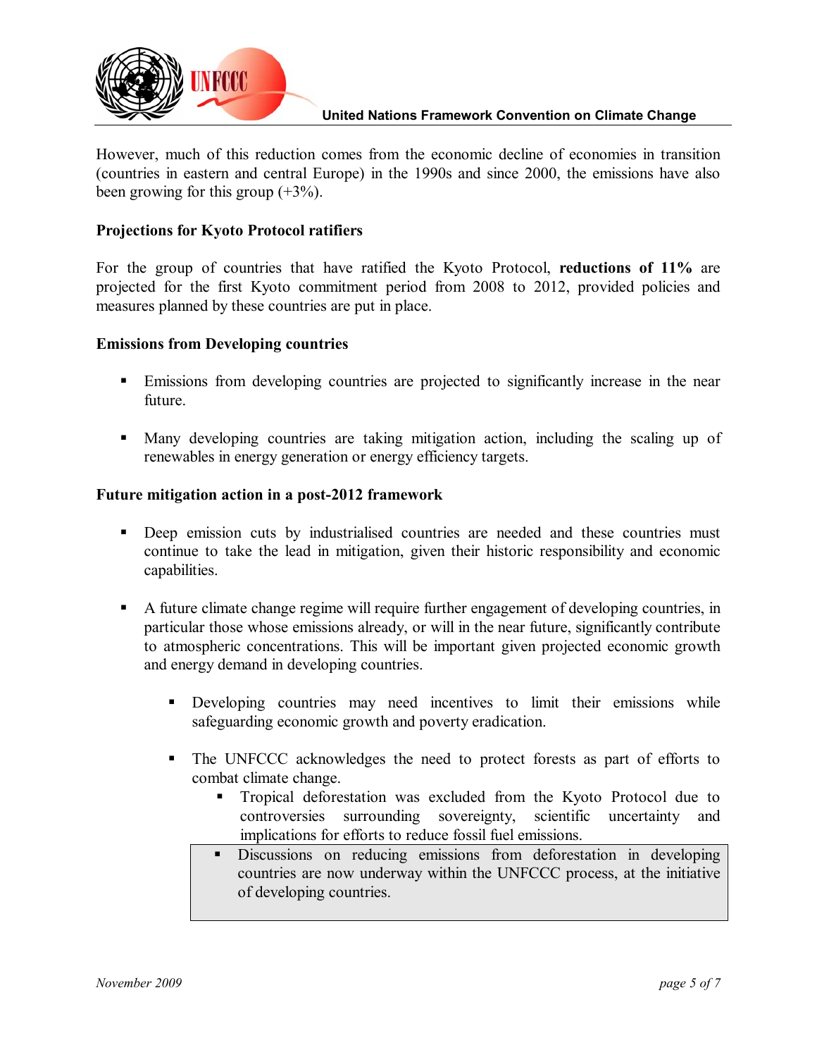However, much of this reduction comes from the economic decline of economies in transition (countries in eastern and central Europe) in the 1990s and since 2000, the emissions have also been growing for this group (+3%).

**Projections for Kyoto Protocol ratifiers**

For the group of countries that have ratified the Kyoto Protocol, **reductions of 11%** are projected for the first Kyoto commitment period from 2008 to 2012, provided policies and measures planned by these countries are put in place.

**Emissions from Developing countries**

- Emissions from developing countries are projected to significantly increase in the near future.
- Many developing countries are taking mitigation action, including the scaling up of renewables in energy generation or energy efficiency targets.

**Future mitigation action in a post-2012 framework**

- Deep emission cuts by industrialised countries are needed and these countries must continue to take the lead in mitigation, given their historic responsibility and economic capabilities.
- A future climate change regime will require further engagement of developing countries, in particular those whose emissions already, or will in the near future, significantly contribute to atmospheric concentrations. This will be important given projected economic growth and energy demand in developing countries.
    - Developing countries may need incentives to limit their emissions while safeguarding economic growth and poverty eradication.
    - The UNFCCC acknowledges the need to protect forests as part of efforts to combat climate change.
        - Tropical deforestation was excluded from the Kyoto Protocol due to controversies surrounding sovereignty, scientific uncertainty and implications for efforts to reduce fossil fuel emissions.
        - Discussions on reducing emissions from deforestation in developing countries are now underway within the UNFCCC process, at the initiative of developing countries.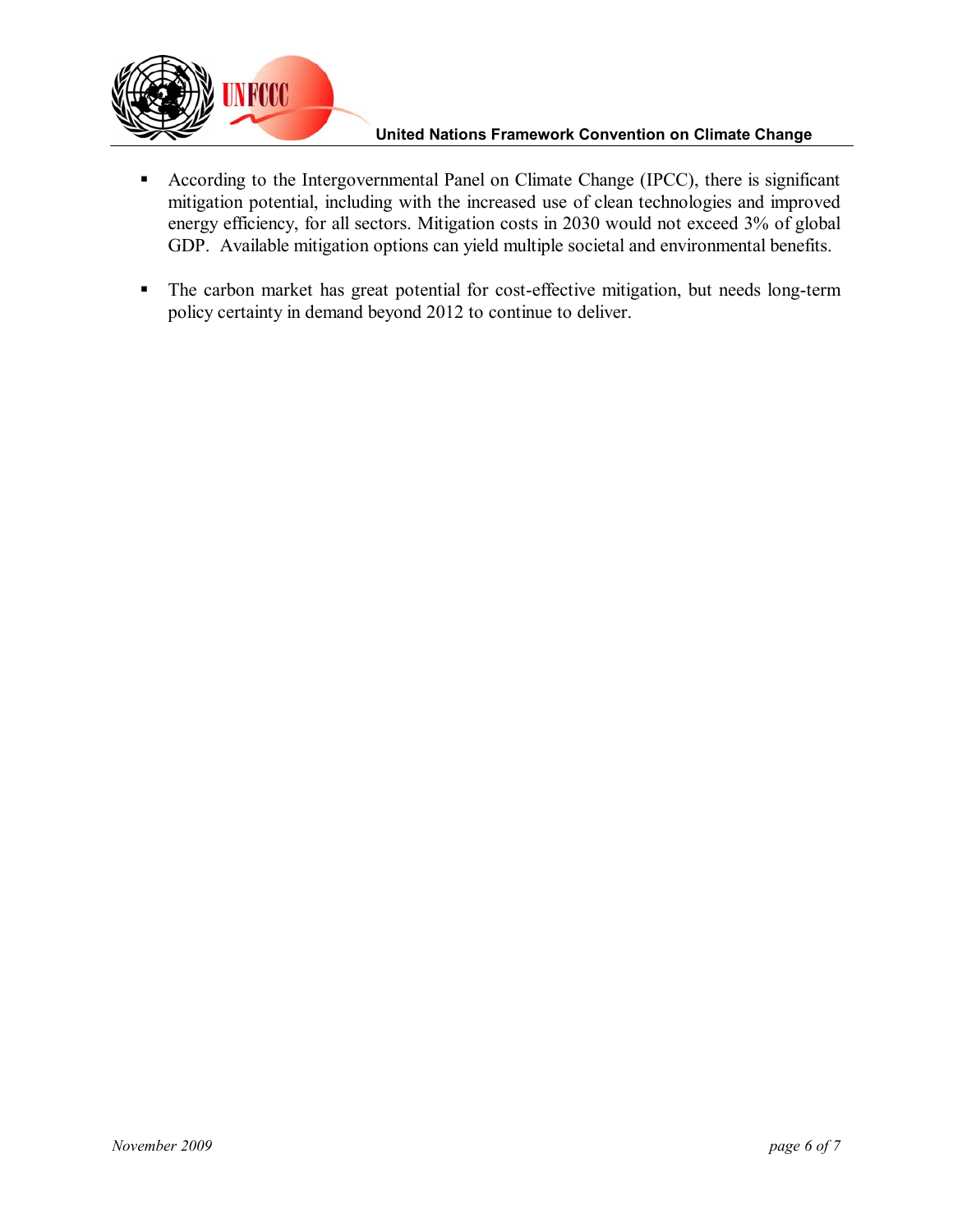- According to the Intergovernmental Panel on Climate Change (IPCC), there is significant mitigation potential, including with the increased use of clean technologies and improved energy efficiency, for all sectors. Mitigation costs in 2030 would not exceed 3% of global GDP. Available mitigation options can yield multiple societal and environmental benefits.

- The carbon market has great potential for cost-effective mitigation, but needs long-term policy certainty in demand beyond 2012 to continue to deliver.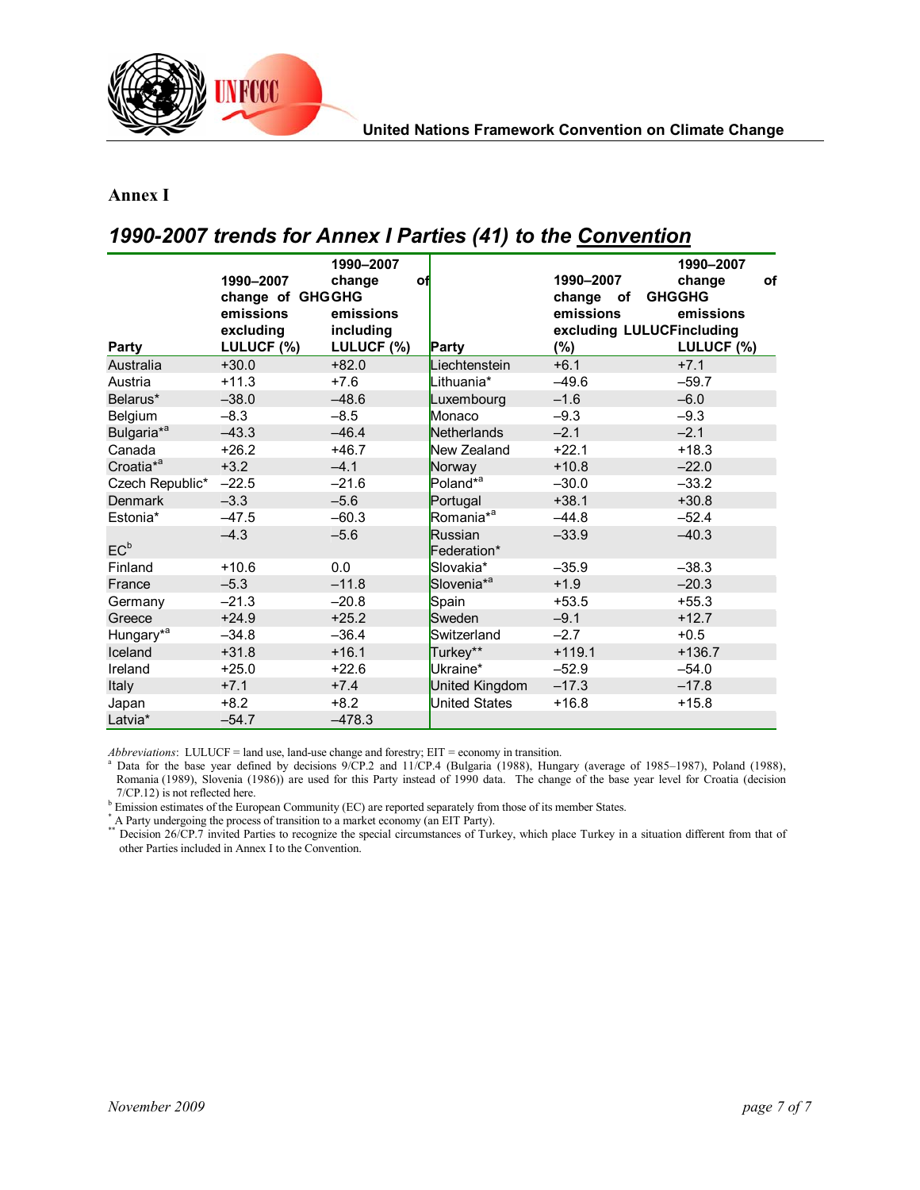## Annex I

## *1990-2007 trends for Annex I Parties (41) to the Convention*

| Party | 1990–2007 change of GHG emissions excluding LULUCF (%) | 1990–2007 change of GHG emissions including LULUCF (%) | Party | 1990–2007 change of GHG emissions excluding LULUCF (%) | 1990–2007 change of GHG emissions including LULUCF (%) |
|---|---|---|---|---|---|
| Australia | +30.0 | +82.0 | Liechtenstein | +6.1 | +7.1 |
| Austria | +11.3 | +7.6 | Lithuania* | –49.6 | –59.7 |
| Belarus* | –38.0 | –48.6 | Luxembourg | –1.6 | –6.0 |
| Belgium | –8.3 | –8.5 | Monaco | –9.3 | –9.3 |
| Bulgaria*[a] | –43.3 | –46.4 | Netherlands | –2.1 | –2.1 |
| Canada | +26.2 | +46.7 | New Zealand | +22.1 | +18.3 |
| Croatia*[a] | +3.2 | –4.1 | Norway | +10.8 | –22.0 |
| Czech Republic* | –22.5 | –21.6 | Poland*[a] | –30.0 | –33.2 |
| Denmark | –3.3 | –5.6 | Portugal | +38.1 | +30.8 |
| Estonia* | –47.5 | –60.3 | Romania*[a] | –44.8 | –52.4 |
| EC[b] | –4.3 | –5.6 | Russian Federation* | –33.9 | –40.3 |
| Finland | +10.6 | 0.0 | Slovakia* | –35.9 | –38.3 |
| France | –5.3 | –11.8 | Slovenia*[a] | +1.9 | –20.3 |
| Germany | –21.3 | –20.8 | Spain | +53.5 | +55.3 |
| Greece | +24.9 | +25.2 | Sweden | –9.1 | +12.7 |
| Hungary*[a] | –34.8 | –36.4 | Switzerland | –2.7 | +0.5 |
| Iceland | +31.8 | +16.1 | Turkey** | +119.1 | +136.7 |
| Ireland | +25.0 | +22.6 | Ukraine* | –52.9 | –54.0 |
| Italy | +7.1 | +7.4 | United Kingdom | –17.3 | –17.8 |
| Japan | +8.2 | +8.2 | United States | +16.8 | +15.8 |
| Latvia* | –54.7 | –478.3 | | | |

*Abbreviations*: LULUCF = land use, land-use change and forestry; EIT = economy in transition.

[a] Data for the base year defined by decisions 9/CP.2 and 11/CP.4 (Bulgaria (1988), Hungary (average of 1985–1987), Poland (1988), Romania (1989), Slovenia (1986)) are used for this Party instead of 1990 data. The change of the base year level for Croatia (decision 7/CP.12) is not reflected here.

[b] Emission estimates of the European Community (EC) are reported separately from those of its member States.

* A Party undergoing the process of transition to a market economy (an EIT Party).

** Decision 26/CP.7 invited Parties to recognize the special circumstances of Turkey, which place Turkey in a situation different from that of other Parties included in Annex I to the Convention.